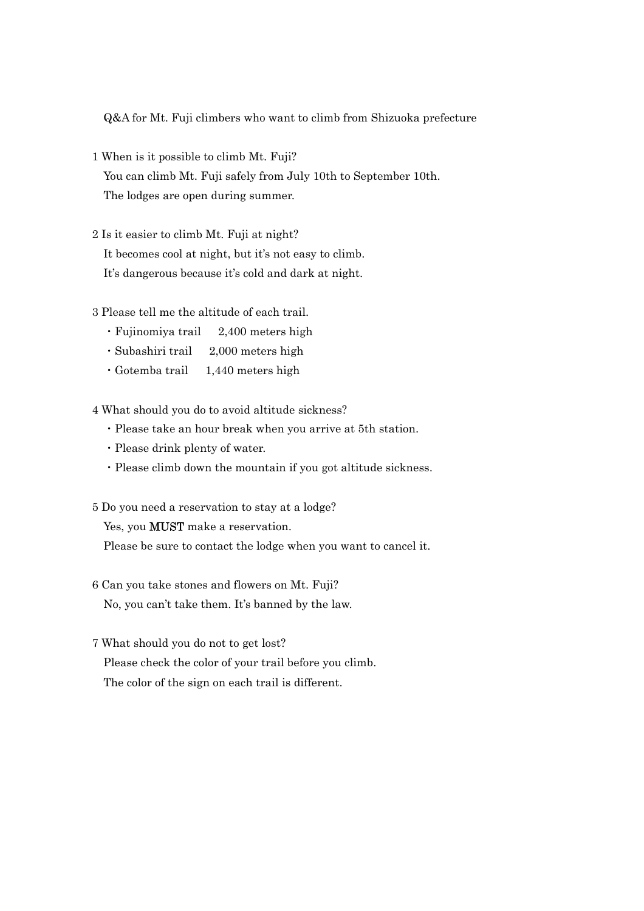Q&A for Mt. Fuji climbers who want to climb from Shizuoka prefecture

1 When is it possible to climb Mt. Fuji?

You can climb Mt. Fuji safely from July 10th to September 10th.

The lodges are open during summer.

2 Is it easier to climb Mt. Fuji at night?

It becomes cool at night, but it's not easy to climb.

It's dangerous because it's cold and dark at night.

3 Please tell me the altitude of each trail.

- Fujinomiya trail 2,400 meters high
- Subashiri trail 2,000 meters high
- Gotemba trail 1,440 meters high

4 What should you do to avoid altitude sickness?

- Please take an hour break when you arrive at 5th station.
- Please drink plenty of water.
- Please climb down the mountain if you got altitude sickness.

5 Do you need a reservation to stay at a lodge?

Yes, you **MUST** make a reservation.

Please be sure to contact the lodge when you want to cancel it.

6 Can you take stones and flowers on Mt. Fuji?

No, you can't take them. It's banned by the law.

7 What should you do not to get lost?

Please check the color of your trail before you climb.

The color of the sign on each trail is different.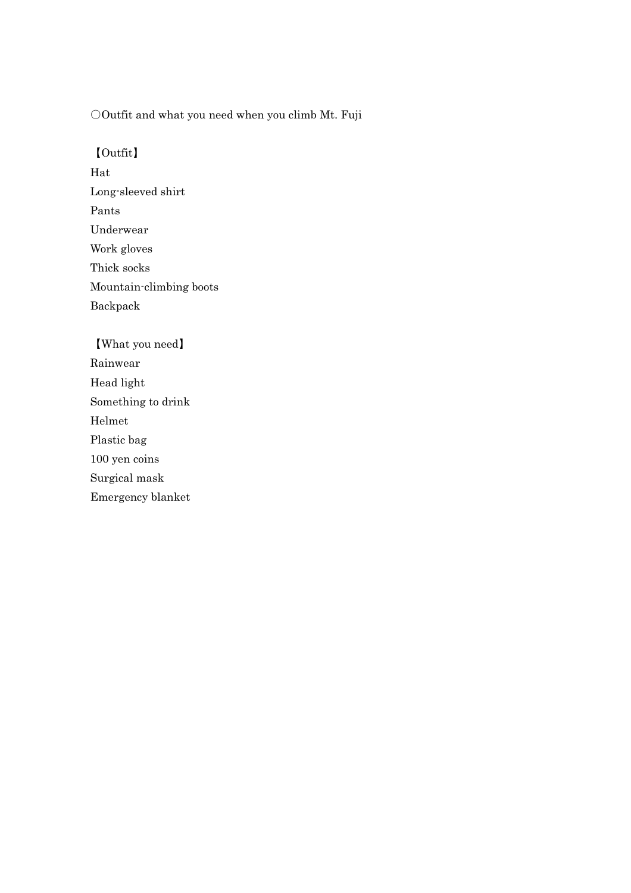○Outfit and what you need when you climb Mt. Fuji

【Outfit】

Hat
Long-sleeved shirt
Pants
Underwear
Work gloves
Thick socks
Mountain-climbing boots
Backpack

【What you need】

Rainwear
Head light
Something to drink
Helmet
Plastic bag
100 yen coins
Surgical mask
Emergency blanket